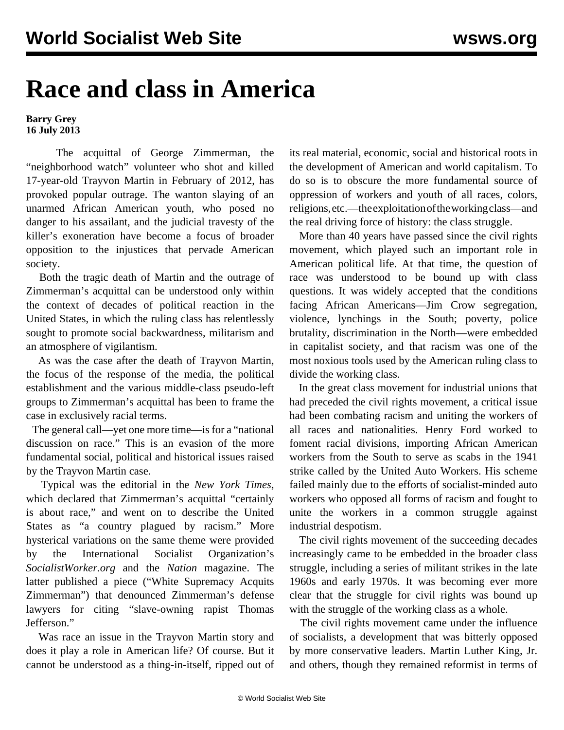# Race and class in America

**Barry Grey**
**16 July 2013**

The acquittal of George Zimmerman, the "neighborhood watch" volunteer who shot and killed 17-year-old Trayvon Martin in February of 2012, has provoked popular outrage. The wanton slaying of an unarmed African American youth, who posed no danger to his assailant, and the judicial travesty of the killer's exoneration have become a focus of broader opposition to the injustices that pervade American society.

Both the tragic death of Martin and the outrage of Zimmerman's acquittal can be understood only within the context of decades of political reaction in the United States, in which the ruling class has relentlessly sought to promote social backwardness, militarism and an atmosphere of vigilantism.

As was the case after the death of Trayvon Martin, the focus of the response of the media, the political establishment and the various middle-class pseudo-left groups to Zimmerman's acquittal has been to frame the case in exclusively racial terms.

The general call—yet one more time—is for a "national discussion on race." This is an evasion of the more fundamental social, political and historical issues raised by the Trayvon Martin case.

Typical was the editorial in the *New York Times*, which declared that Zimmerman's acquittal "certainly is about race," and went on to describe the United States as "a country plagued by racism." More hysterical variations on the same theme were provided by the International Socialist Organization's *SocialistWorker.org* and the *Nation* magazine. The latter published a piece ("White Supremacy Acquits Zimmerman") that denounced Zimmerman's defense lawyers for citing "slave-owning rapist Thomas Jefferson."

Was race an issue in the Trayvon Martin story and does it play a role in American life? Of course. But it cannot be understood as a thing-in-itself, ripped out of its real material, economic, social and historical roots in the development of American and world capitalism. To do so is to obscure the more fundamental source of oppression of workers and youth of all races, colors, religions, etc.—the exploitation of the working class—and the real driving force of history: the class struggle.

More than 40 years have passed since the civil rights movement, which played such an important role in American political life. At that time, the question of race was understood to be bound up with class questions. It was widely accepted that the conditions facing African Americans—Jim Crow segregation, violence, lynchings in the South; poverty, police brutality, discrimination in the North—were embedded in capitalist society, and that racism was one of the most noxious tools used by the American ruling class to divide the working class.

In the great class movement for industrial unions that had preceded the civil rights movement, a critical issue had been combating racism and uniting the workers of all races and nationalities. Henry Ford worked to foment racial divisions, importing African American workers from the South to serve as scabs in the 1941 strike called by the United Auto Workers. His scheme failed mainly due to the efforts of socialist-minded auto workers who opposed all forms of racism and fought to unite the workers in a common struggle against industrial despotism.

The civil rights movement of the succeeding decades increasingly came to be embedded in the broader class struggle, including a series of militant strikes in the late 1960s and early 1970s. It was becoming ever more clear that the struggle for civil rights was bound up with the struggle of the working class as a whole.

The civil rights movement came under the influence of socialists, a development that was bitterly opposed by more conservative leaders. Martin Luther King, Jr. and others, though they remained reformist in terms of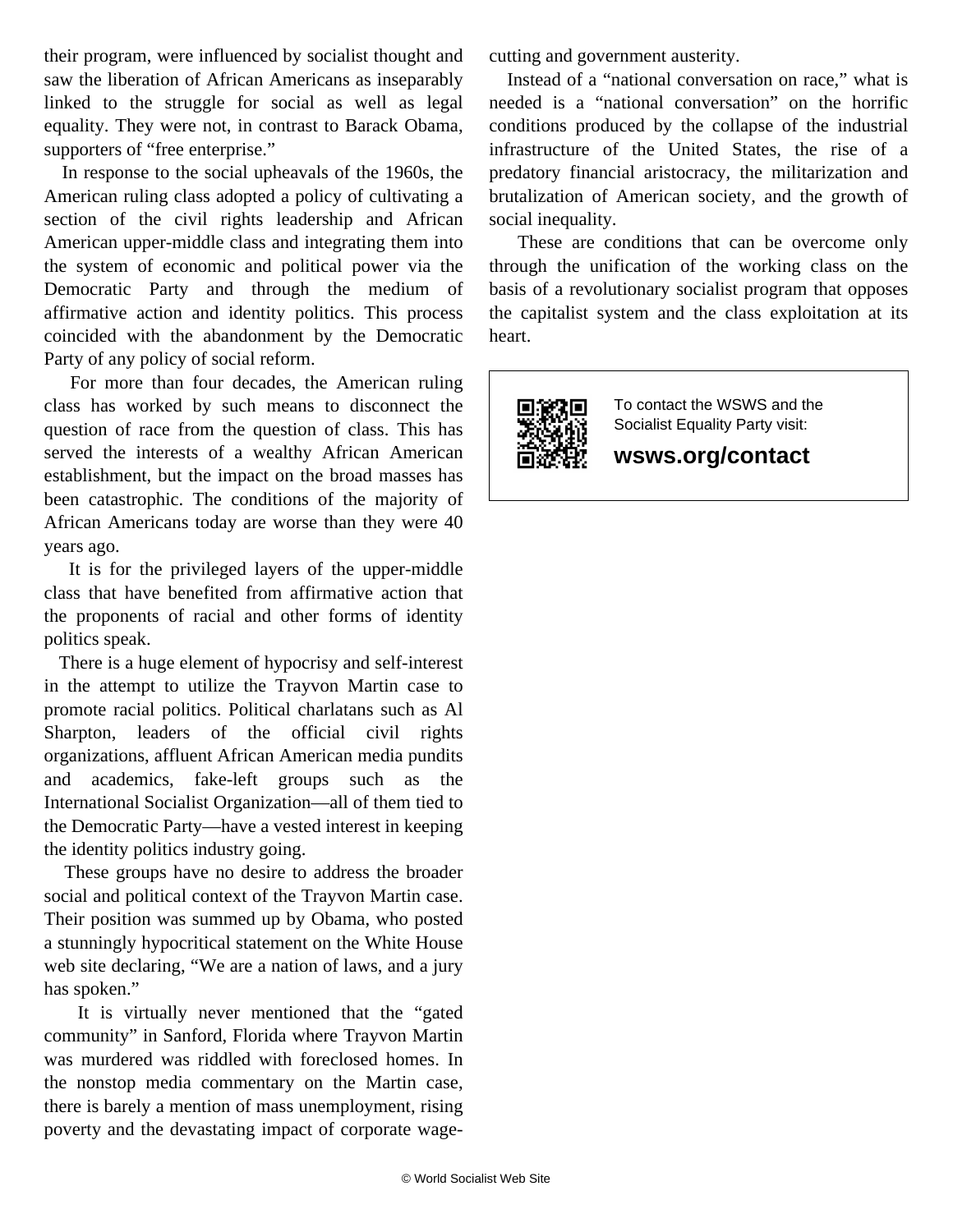their program, were influenced by socialist thought and saw the liberation of African Americans as inseparably linked to the struggle for social as well as legal equality. They were not, in contrast to Barack Obama, supporters of "free enterprise."

In response to the social upheavals of the 1960s, the American ruling class adopted a policy of cultivating a section of the civil rights leadership and African American upper-middle class and integrating them into the system of economic and political power via the Democratic Party and through the medium of affirmative action and identity politics. This process coincided with the abandonment by the Democratic Party of any policy of social reform.

For more than four decades, the American ruling class has worked by such means to disconnect the question of race from the question of class. This has served the interests of a wealthy African American establishment, but the impact on the broad masses has been catastrophic. The conditions of the majority of African Americans today are worse than they were 40 years ago.

It is for the privileged layers of the upper-middle class that have benefited from affirmative action that the proponents of racial and other forms of identity politics speak.

There is a huge element of hypocrisy and self-interest in the attempt to utilize the Trayvon Martin case to promote racial politics. Political charlatans such as Al Sharpton, leaders of the official civil rights organizations, affluent African American media pundits and academics, fake-left groups such as the International Socialist Organization—all of them tied to the Democratic Party—have a vested interest in keeping the identity politics industry going.

These groups have no desire to address the broader social and political context of the Trayvon Martin case. Their position was summed up by Obama, who posted a stunningly hypocritical statement on the White House web site declaring, "We are a nation of laws, and a jury has spoken."

It is virtually never mentioned that the "gated community" in Sanford, Florida where Trayvon Martin was murdered was riddled with foreclosed homes. In the nonstop media commentary on the Martin case, there is barely a mention of mass unemployment, rising poverty and the devastating impact of corporate wage-cutting and government austerity.

Instead of a "national conversation on race," what is needed is a "national conversation" on the horrific conditions produced by the collapse of the industrial infrastructure of the United States, the rise of a predatory financial aristocracy, the militarization and brutalization of American society, and the growth of social inequality.

These are conditions that can be overcome only through the unification of the working class on the basis of a revolutionary socialist program that opposes the capitalist system and the class exploitation at its heart.

To contact the WSWS and the Socialist Equality Party visit:

**wsws.org/contact**